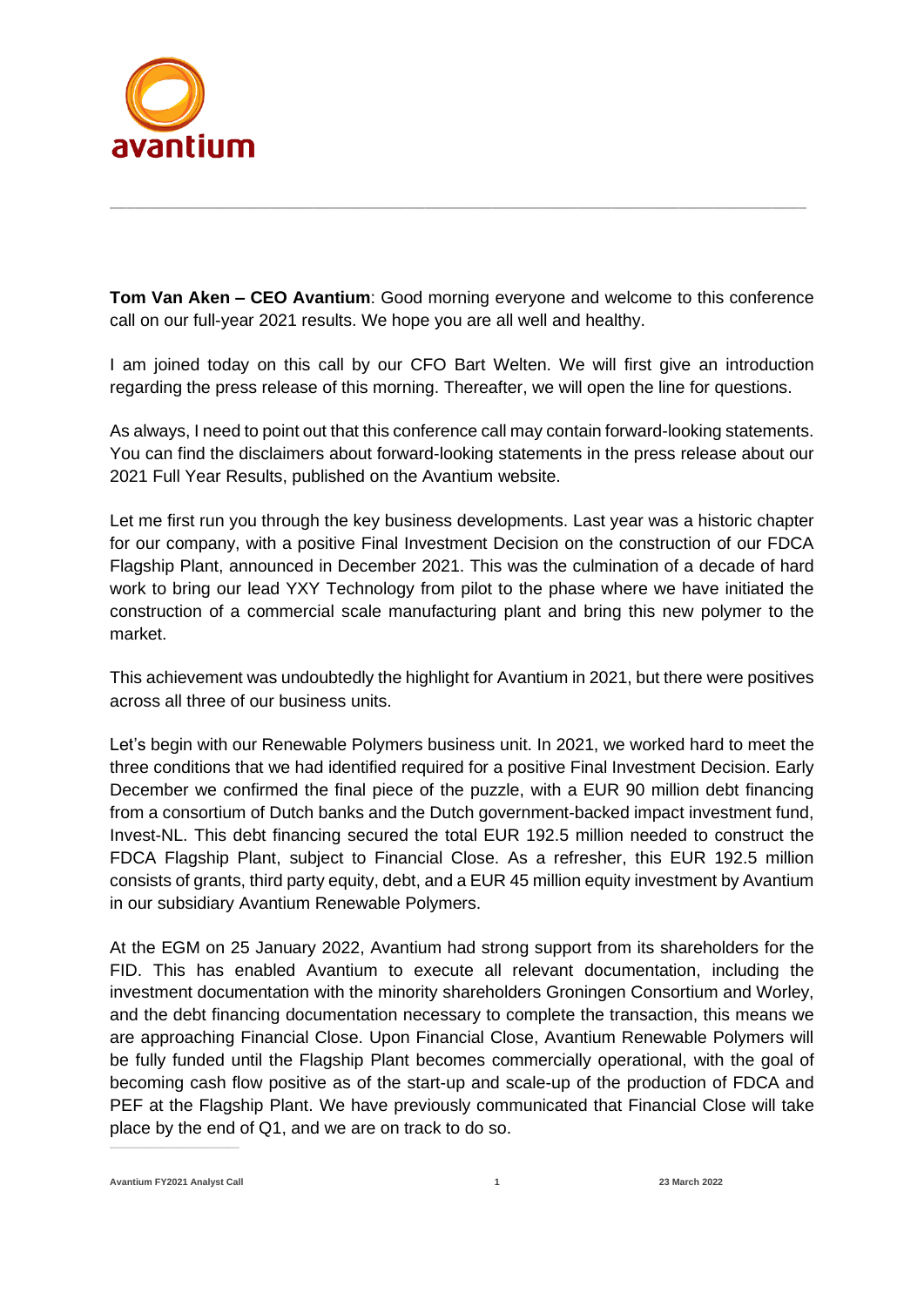**Tom Van Aken – CEO Avantium**: Good morning everyone and welcome to this conference call on our full-year 2021 results. We hope you are all well and healthy.

I am joined today on this call by our CFO Bart Welten. We will first give an introduction regarding the press release of this morning. Thereafter, we will open the line for questions.

As always, I need to point out that this conference call may contain forward-looking statements. You can find the disclaimers about forward-looking statements in the press release about our 2021 Full Year Results, published on the Avantium website.

Let me first run you through the key business developments. Last year was a historic chapter for our company, with a positive Final Investment Decision on the construction of our FDCA Flagship Plant, announced in December 2021. This was the culmination of a decade of hard work to bring our lead YXY Technology from pilot to the phase where we have initiated the construction of a commercial scale manufacturing plant and bring this new polymer to the market.

This achievement was undoubtedly the highlight for Avantium in 2021, but there were positives across all three of our business units.

Let's begin with our Renewable Polymers business unit. In 2021, we worked hard to meet the three conditions that we had identified required for a positive Final Investment Decision. Early December we confirmed the final piece of the puzzle, with a EUR 90 million debt financing from a consortium of Dutch banks and the Dutch government-backed impact investment fund, Invest-NL. This debt financing secured the total EUR 192.5 million needed to construct the FDCA Flagship Plant, subject to Financial Close. As a refresher, this EUR 192.5 million consists of grants, third party equity, debt, and a EUR 45 million equity investment by Avantium in our subsidiary Avantium Renewable Polymers.

At the EGM on 25 January 2022, Avantium had strong support from its shareholders for the FID. This has enabled Avantium to execute all relevant documentation, including the investment documentation with the minority shareholders Groningen Consortium and Worley, and the debt financing documentation necessary to complete the transaction, this means we are approaching Financial Close. Upon Financial Close, Avantium Renewable Polymers will be fully funded until the Flagship Plant becomes commercially operational, with the goal of becoming cash flow positive as of the start-up and scale-up of the production of FDCA and PEF at the Flagship Plant. We have previously communicated that Financial Close will take place by the end of Q1, and we are on track to do so.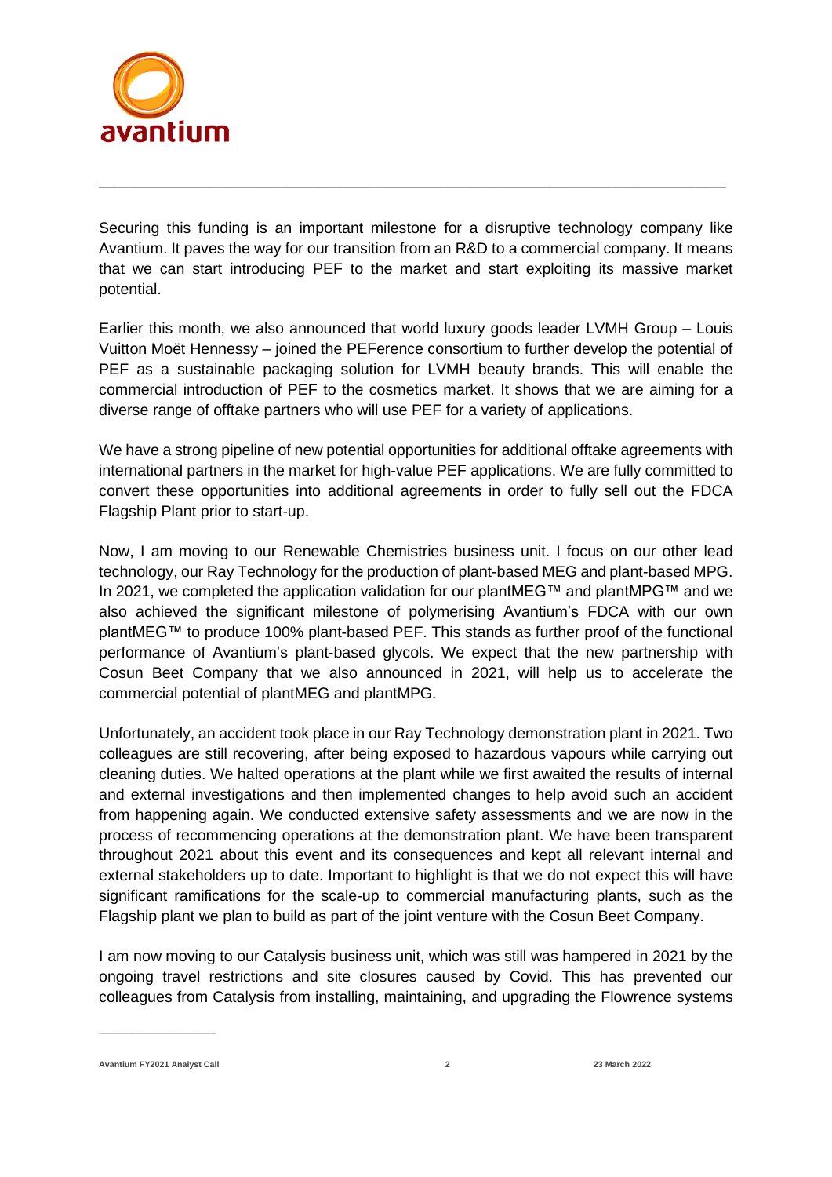Securing this funding is an important milestone for a disruptive technology company like Avantium. It paves the way for our transition from an R&D to a commercial company. It means that we can start introducing PEF to the market and start exploiting its massive market potential.

Earlier this month, we also announced that world luxury goods leader LVMH Group – Louis Vuitton Moët Hennessy – joined the PEFerence consortium to further develop the potential of PEF as a sustainable packaging solution for LVMH beauty brands. This will enable the commercial introduction of PEF to the cosmetics market. It shows that we are aiming for a diverse range of offtake partners who will use PEF for a variety of applications.

We have a strong pipeline of new potential opportunities for additional offtake agreements with international partners in the market for high-value PEF applications. We are fully committed to convert these opportunities into additional agreements in order to fully sell out the FDCA Flagship Plant prior to start-up.

Now, I am moving to our Renewable Chemistries business unit. I focus on our other lead technology, our Ray Technology for the production of plant-based MEG and plant-based MPG. In 2021, we completed the application validation for our plantMEG™ and plantMPG™ and we also achieved the significant milestone of polymerising Avantium's FDCA with our own plantMEG™ to produce 100% plant-based PEF. This stands as further proof of the functional performance of Avantium's plant-based glycols. We expect that the new partnership with Cosun Beet Company that we also announced in 2021, will help us to accelerate the commercial potential of plantMEG and plantMPG.

Unfortunately, an accident took place in our Ray Technology demonstration plant in 2021. Two colleagues are still recovering, after being exposed to hazardous vapours while carrying out cleaning duties. We halted operations at the plant while we first awaited the results of internal and external investigations and then implemented changes to help avoid such an accident from happening again. We conducted extensive safety assessments and we are now in the process of recommencing operations at the demonstration plant. We have been transparent throughout 2021 about this event and its consequences and kept all relevant internal and external stakeholders up to date. Important to highlight is that we do not expect this will have significant ramifications for the scale-up to commercial manufacturing plants, such as the Flagship plant we plan to build as part of the joint venture with the Cosun Beet Company.

I am now moving to our Catalysis business unit, which was still was hampered in 2021 by the ongoing travel restrictions and site closures caused by Covid. This has prevented our colleagues from Catalysis from installing, maintaining, and upgrading the Flowrence systems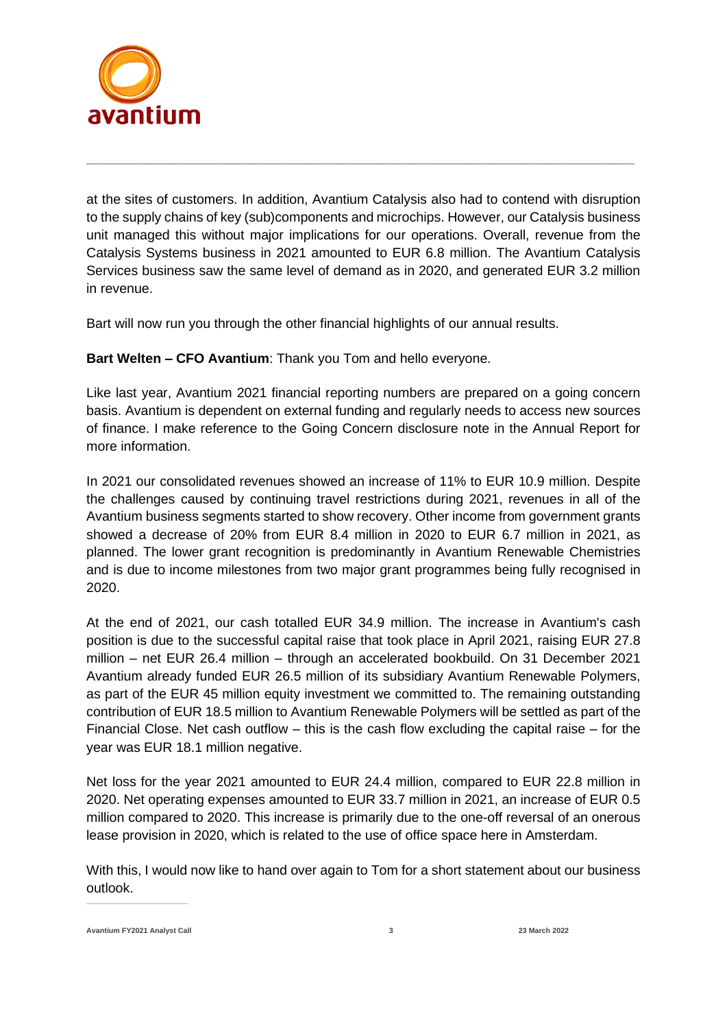at the sites of customers. In addition, Avantium Catalysis also had to contend with disruption to the supply chains of key (sub)components and microchips. However, our Catalysis business unit managed this without major implications for our operations. Overall, revenue from the Catalysis Systems business in 2021 amounted to EUR 6.8 million. The Avantium Catalysis Services business saw the same level of demand as in 2020, and generated EUR 3.2 million in revenue.

Bart will now run you through the other financial highlights of our annual results.

**Bart Welten – CFO Avantium**: Thank you Tom and hello everyone.

Like last year, Avantium 2021 financial reporting numbers are prepared on a going concern basis. Avantium is dependent on external funding and regularly needs to access new sources of finance. I make reference to the Going Concern disclosure note in the Annual Report for more information.

In 2021 our consolidated revenues showed an increase of 11% to EUR 10.9 million. Despite the challenges caused by continuing travel restrictions during 2021, revenues in all of the Avantium business segments started to show recovery. Other income from government grants showed a decrease of 20% from EUR 8.4 million in 2020 to EUR 6.7 million in 2021, as planned. The lower grant recognition is predominantly in Avantium Renewable Chemistries and is due to income milestones from two major grant programmes being fully recognised in 2020.

At the end of 2021, our cash totalled EUR 34.9 million. The increase in Avantium's cash position is due to the successful capital raise that took place in April 2021, raising EUR 27.8 million – net EUR 26.4 million – through an accelerated bookbuild. On 31 December 2021 Avantium already funded EUR 26.5 million of its subsidiary Avantium Renewable Polymers, as part of the EUR 45 million equity investment we committed to. The remaining outstanding contribution of EUR 18.5 million to Avantium Renewable Polymers will be settled as part of the Financial Close. Net cash outflow – this is the cash flow excluding the capital raise – for the year was EUR 18.1 million negative.

Net loss for the year 2021 amounted to EUR 24.4 million, compared to EUR 22.8 million in 2020. Net operating expenses amounted to EUR 33.7 million in 2021, an increase of EUR 0.5 million compared to 2020. This increase is primarily due to the one-off reversal of an onerous lease provision in 2020, which is related to the use of office space here in Amsterdam.

With this, I would now like to hand over again to Tom for a short statement about our business outlook.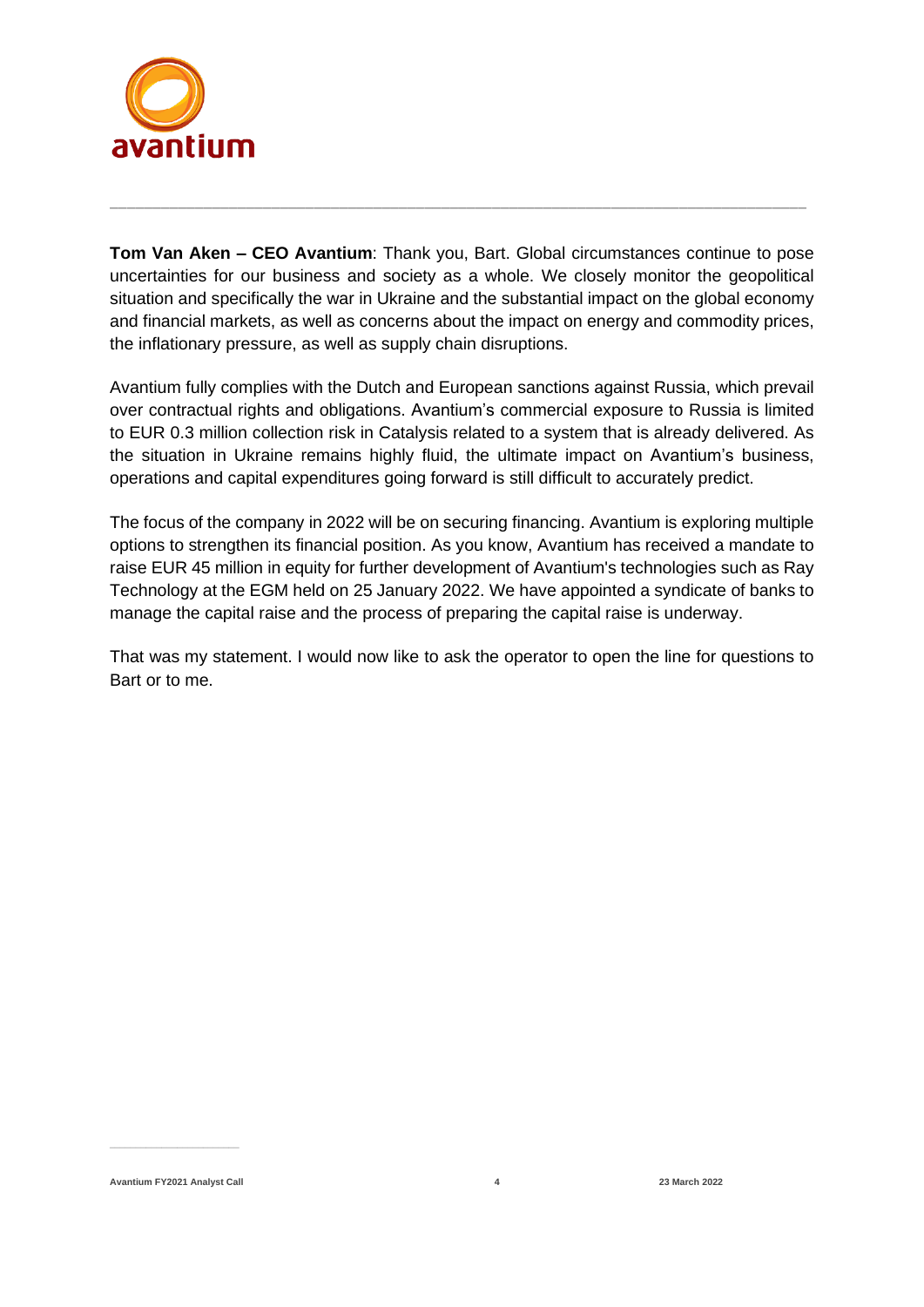**Tom Van Aken – CEO Avantium**: Thank you, Bart. Global circumstances continue to pose uncertainties for our business and society as a whole. We closely monitor the geopolitical situation and specifically the war in Ukraine and the substantial impact on the global economy and financial markets, as well as concerns about the impact on energy and commodity prices, the inflationary pressure, as well as supply chain disruptions.

Avantium fully complies with the Dutch and European sanctions against Russia, which prevail over contractual rights and obligations. Avantium's commercial exposure to Russia is limited to EUR 0.3 million collection risk in Catalysis related to a system that is already delivered. As the situation in Ukraine remains highly fluid, the ultimate impact on Avantium's business, operations and capital expenditures going forward is still difficult to accurately predict.

The focus of the company in 2022 will be on securing financing. Avantium is exploring multiple options to strengthen its financial position. As you know, Avantium has received a mandate to raise EUR 45 million in equity for further development of Avantium's technologies such as Ray Technology at the EGM held on 25 January 2022. We have appointed a syndicate of banks to manage the capital raise and the process of preparing the capital raise is underway.

That was my statement. I would now like to ask the operator to open the line for questions to Bart or to me.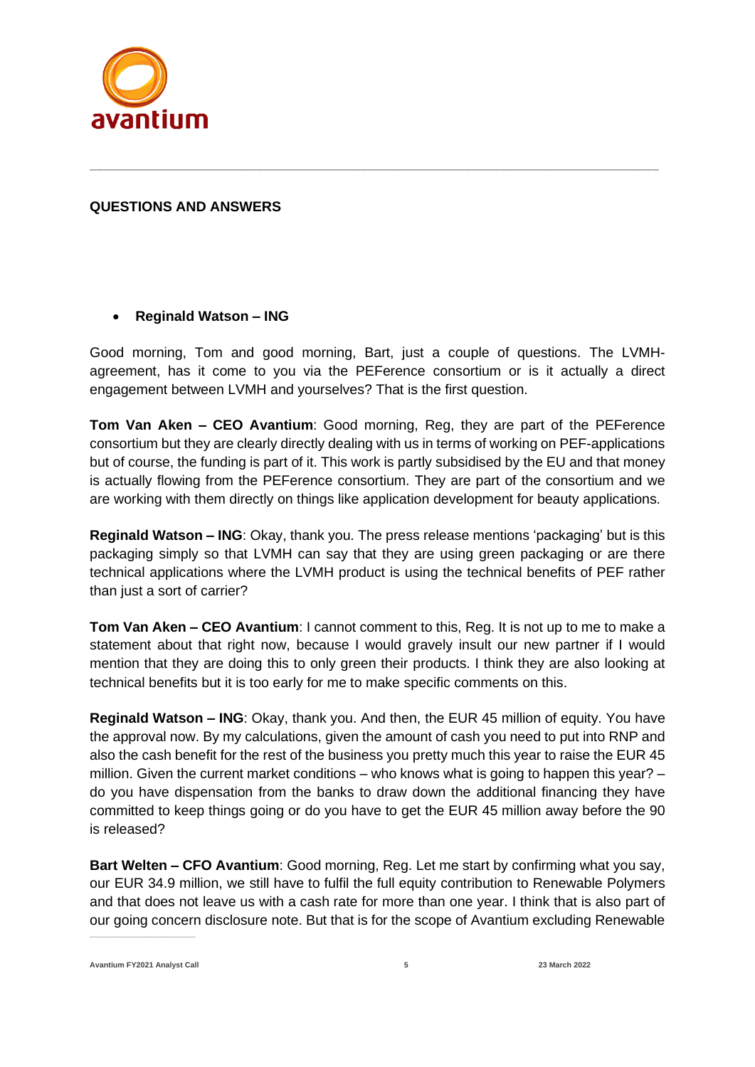## QUESTIONS AND ANSWERS

- **Reginald Watson – ING**

Good morning, Tom and good morning, Bart, just a couple of questions. The LVMH-agreement, has it come to you via the PEFerence consortium or is it actually a direct engagement between LVMH and yourselves? That is the first question.

**Tom Van Aken – CEO Avantium**: Good morning, Reg, they are part of the PEFerence consortium but they are clearly directly dealing with us in terms of working on PEF-applications but of course, the funding is part of it. This work is partly subsidised by the EU and that money is actually flowing from the PEFerence consortium. They are part of the consortium and we are working with them directly on things like application development for beauty applications.

**Reginald Watson – ING**: Okay, thank you. The press release mentions 'packaging' but is this packaging simply so that LVMH can say that they are using green packaging or are there technical applications where the LVMH product is using the technical benefits of PEF rather than just a sort of carrier?

**Tom Van Aken – CEO Avantium**: I cannot comment to this, Reg. It is not up to me to make a statement about that right now, because I would gravely insult our new partner if I would mention that they are doing this to only green their products. I think they are also looking at technical benefits but it is too early for me to make specific comments on this.

**Reginald Watson – ING**: Okay, thank you. And then, the EUR 45 million of equity. You have the approval now. By my calculations, given the amount of cash you need to put into RNP and also the cash benefit for the rest of the business you pretty much this year to raise the EUR 45 million. Given the current market conditions – who knows what is going to happen this year? – do you have dispensation from the banks to draw down the additional financing they have committed to keep things going or do you have to get the EUR 45 million away before the 90 is released?

**Bart Welten – CFO Avantium**: Good morning, Reg. Let me start by confirming what you say, our EUR 34.9 million, we still have to fulfil the full equity contribution to Renewable Polymers and that does not leave us with a cash rate for more than one year. I think that is also part of our going concern disclosure note. But that is for the scope of Avantium excluding Renewable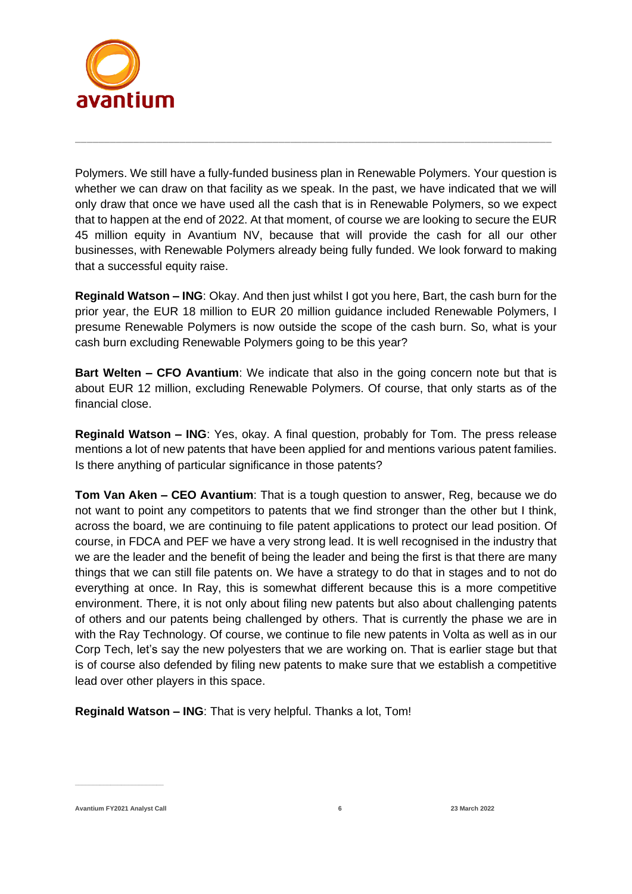Polymers. We still have a fully-funded business plan in Renewable Polymers. Your question is whether we can draw on that facility as we speak. In the past, we have indicated that we will only draw that once we have used all the cash that is in Renewable Polymers, so we expect that to happen at the end of 2022. At that moment, of course we are looking to secure the EUR 45 million equity in Avantium NV, because that will provide the cash for all our other businesses, with Renewable Polymers already being fully funded. We look forward to making that a successful equity raise.

**Reginald Watson – ING**: Okay. And then just whilst I got you here, Bart, the cash burn for the prior year, the EUR 18 million to EUR 20 million guidance included Renewable Polymers, I presume Renewable Polymers is now outside the scope of the cash burn. So, what is your cash burn excluding Renewable Polymers going to be this year?

**Bart Welten – CFO Avantium**: We indicate that also in the going concern note but that is about EUR 12 million, excluding Renewable Polymers. Of course, that only starts as of the financial close.

**Reginald Watson – ING**: Yes, okay. A final question, probably for Tom. The press release mentions a lot of new patents that have been applied for and mentions various patent families. Is there anything of particular significance in those patents?

**Tom Van Aken – CEO Avantium**: That is a tough question to answer, Reg, because we do not want to point any competitors to patents that we find stronger than the other but I think, across the board, we are continuing to file patent applications to protect our lead position. Of course, in FDCA and PEF we have a very strong lead. It is well recognised in the industry that we are the leader and the benefit of being the leader and being the first is that there are many things that we can still file patents on. We have a strategy to do that in stages and to not do everything at once. In Ray, this is somewhat different because this is a more competitive environment. There, it is not only about filing new patents but also about challenging patents of others and our patents being challenged by others. That is currently the phase we are in with the Ray Technology. Of course, we continue to file new patents in Volta as well as in our Corp Tech, let's say the new polyesters that we are working on. That is earlier stage but that is of course also defended by filing new patents to make sure that we establish a competitive lead over other players in this space.

**Reginald Watson – ING**: That is very helpful. Thanks a lot, Tom!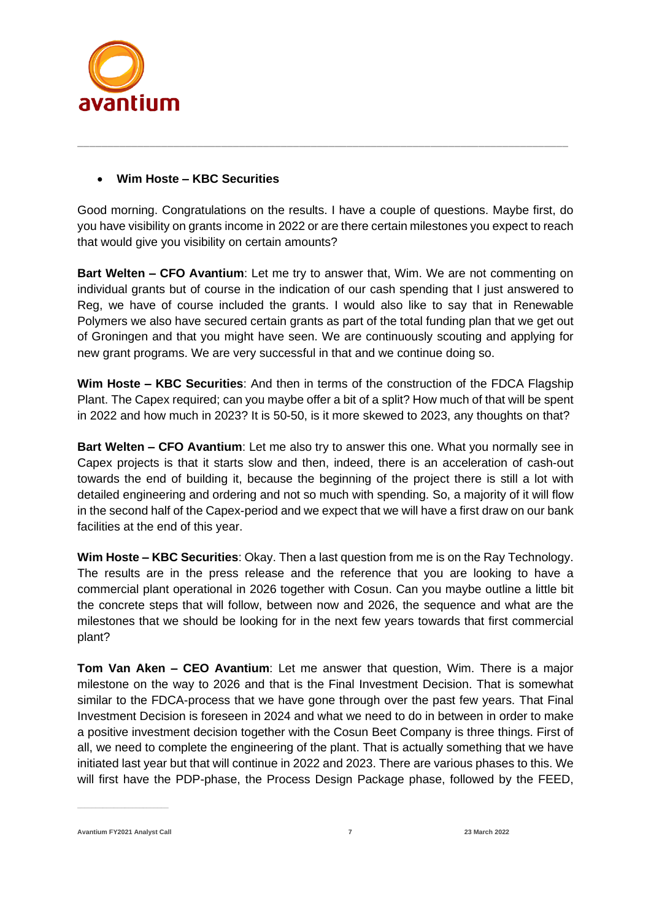- **Wim Hoste – KBC Securities**

Good morning. Congratulations on the results. I have a couple of questions. Maybe first, do you have visibility on grants income in 2022 or are there certain milestones you expect to reach that would give you visibility on certain amounts?

**Bart Welten – CFO Avantium**: Let me try to answer that, Wim. We are not commenting on individual grants but of course in the indication of our cash spending that I just answered to Reg, we have of course included the grants. I would also like to say that in Renewable Polymers we also have secured certain grants as part of the total funding plan that we get out of Groningen and that you might have seen. We are continuously scouting and applying for new grant programs. We are very successful in that and we continue doing so.

**Wim Hoste – KBC Securities**: And then in terms of the construction of the FDCA Flagship Plant. The Capex required; can you maybe offer a bit of a split? How much of that will be spent in 2022 and how much in 2023? It is 50-50, is it more skewed to 2023, any thoughts on that?

**Bart Welten – CFO Avantium**: Let me also try to answer this one. What you normally see in Capex projects is that it starts slow and then, indeed, there is an acceleration of cash-out towards the end of building it, because the beginning of the project there is still a lot with detailed engineering and ordering and not so much with spending. So, a majority of it will flow in the second half of the Capex-period and we expect that we will have a first draw on our bank facilities at the end of this year.

**Wim Hoste – KBC Securities**: Okay. Then a last question from me is on the Ray Technology. The results are in the press release and the reference that you are looking to have a commercial plant operational in 2026 together with Cosun. Can you maybe outline a little bit the concrete steps that will follow, between now and 2026, the sequence and what are the milestones that we should be looking for in the next few years towards that first commercial plant?

**Tom Van Aken – CEO Avantium**: Let me answer that question, Wim. There is a major milestone on the way to 2026 and that is the Final Investment Decision. That is somewhat similar to the FDCA-process that we have gone through over the past few years. That Final Investment Decision is foreseen in 2024 and what we need to do in between in order to make a positive investment decision together with the Cosun Beet Company is three things. First of all, we need to complete the engineering of the plant. That is actually something that we have initiated last year but that will continue in 2022 and 2023. There are various phases to this. We will first have the PDP-phase, the Process Design Package phase, followed by the FEED,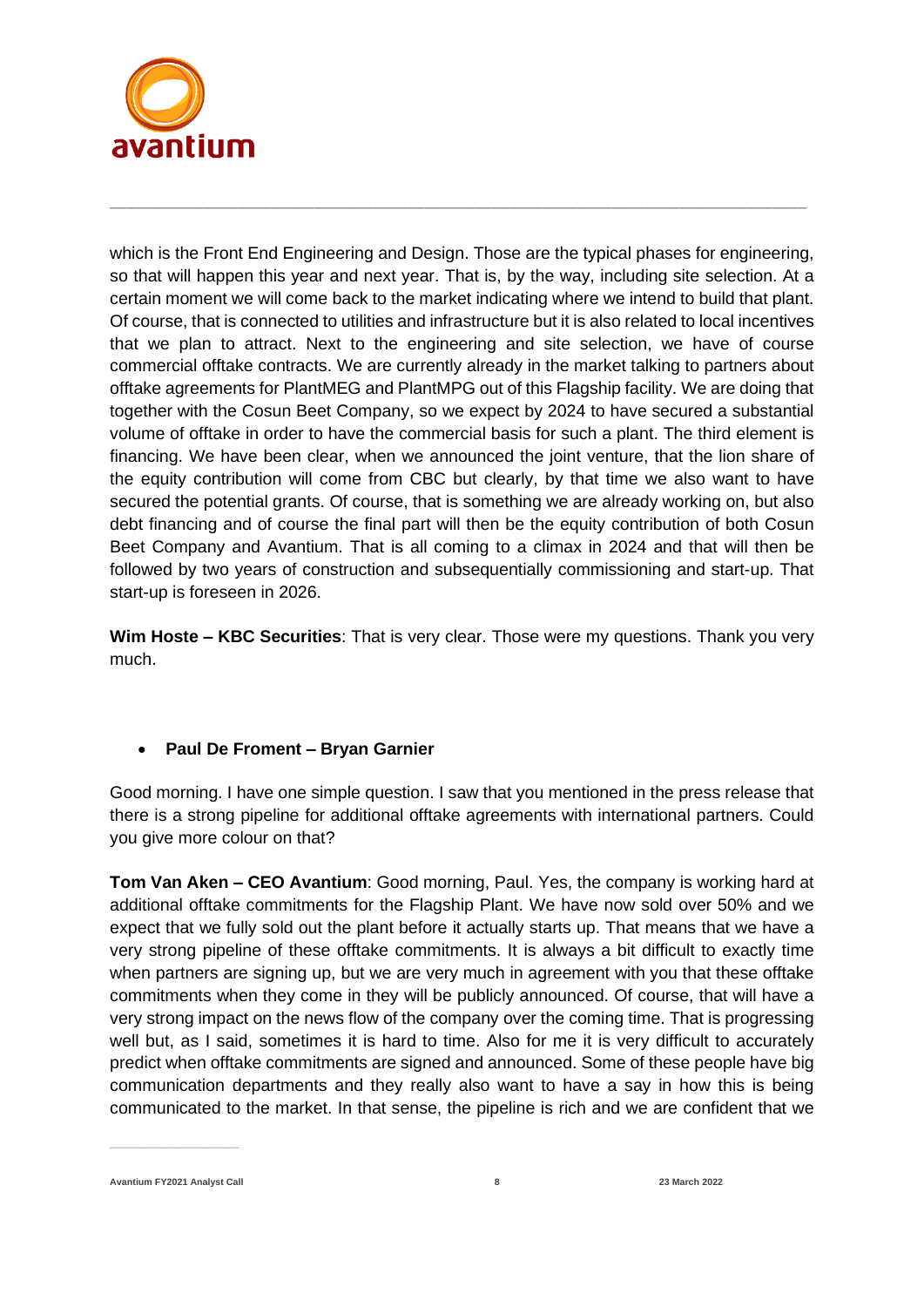which is the Front End Engineering and Design. Those are the typical phases for engineering, so that will happen this year and next year. That is, by the way, including site selection. At a certain moment we will come back to the market indicating where we intend to build that plant. Of course, that is connected to utilities and infrastructure but it is also related to local incentives that we plan to attract. Next to the engineering and site selection, we have of course commercial offtake contracts. We are currently already in the market talking to partners about offtake agreements for PlantMEG and PlantMPG out of this Flagship facility. We are doing that together with the Cosun Beet Company, so we expect by 2024 to have secured a substantial volume of offtake in order to have the commercial basis for such a plant. The third element is financing. We have been clear, when we announced the joint venture, that the lion share of the equity contribution will come from CBC but clearly, by that time we also want to have secured the potential grants. Of course, that is something we are already working on, but also debt financing and of course the final part will then be the equity contribution of both Cosun Beet Company and Avantium. That is all coming to a climax in 2024 and that will then be followed by two years of construction and subsequentially commissioning and start-up. That start-up is foreseen in 2026.

**Wim Hoste – KBC Securities**: That is very clear. Those were my questions. Thank you very much.

- **Paul De Froment – Bryan Garnier**

Good morning. I have one simple question. I saw that you mentioned in the press release that there is a strong pipeline for additional offtake agreements with international partners. Could you give more colour on that?

**Tom Van Aken – CEO Avantium**: Good morning, Paul. Yes, the company is working hard at additional offtake commitments for the Flagship Plant. We have now sold over 50% and we expect that we fully sold out the plant before it actually starts up. That means that we have a very strong pipeline of these offtake commitments. It is always a bit difficult to exactly time when partners are signing up, but we are very much in agreement with you that these offtake commitments when they come in they will be publicly announced. Of course, that will have a very strong impact on the news flow of the company over the coming time. That is progressing well but, as I said, sometimes it is hard to time. Also for me it is very difficult to accurately predict when offtake commitments are signed and announced. Some of these people have big communication departments and they really also want to have a say in how this is being communicated to the market. In that sense, the pipeline is rich and we are confident that we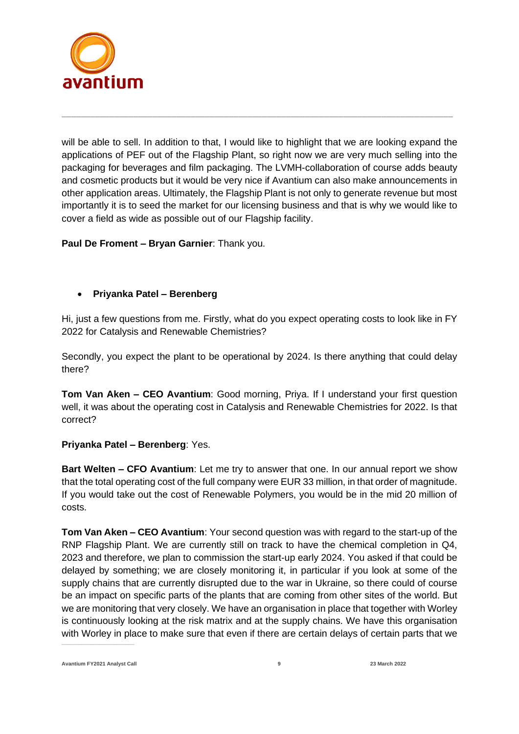will be able to sell. In addition to that, I would like to highlight that we are looking expand the applications of PEF out of the Flagship Plant, so right now we are very much selling into the packaging for beverages and film packaging. The LVMH-collaboration of course adds beauty and cosmetic products but it would be very nice if Avantium can also make announcements in other application areas. Ultimately, the Flagship Plant is not only to generate revenue but most importantly it is to seed the market for our licensing business and that is why we would like to cover a field as wide as possible out of our Flagship facility.

**Paul De Froment – Bryan Garnier**: Thank you.

- **Priyanka Patel – Berenberg**

Hi, just a few questions from me. Firstly, what do you expect operating costs to look like in FY 2022 for Catalysis and Renewable Chemistries?

Secondly, you expect the plant to be operational by 2024. Is there anything that could delay there?

**Tom Van Aken – CEO Avantium**: Good morning, Priya. If I understand your first question well, it was about the operating cost in Catalysis and Renewable Chemistries for 2022. Is that correct?

**Priyanka Patel – Berenberg**: Yes.

**Bart Welten – CFO Avantium**: Let me try to answer that one. In our annual report we show that the total operating cost of the full company were EUR 33 million, in that order of magnitude. If you would take out the cost of Renewable Polymers, you would be in the mid 20 million of costs.

**Tom Van Aken – CEO Avantium**: Your second question was with regard to the start-up of the RNP Flagship Plant. We are currently still on track to have the chemical completion in Q4, 2023 and therefore, we plan to commission the start-up early 2024. You asked if that could be delayed by something; we are closely monitoring it, in particular if you look at some of the supply chains that are currently disrupted due to the war in Ukraine, so there could of course be an impact on specific parts of the plants that are coming from other sites of the world. But we are monitoring that very closely. We have an organisation in place that together with Worley is continuously looking at the risk matrix and at the supply chains. We have this organisation with Worley in place to make sure that even if there are certain delays of certain parts that we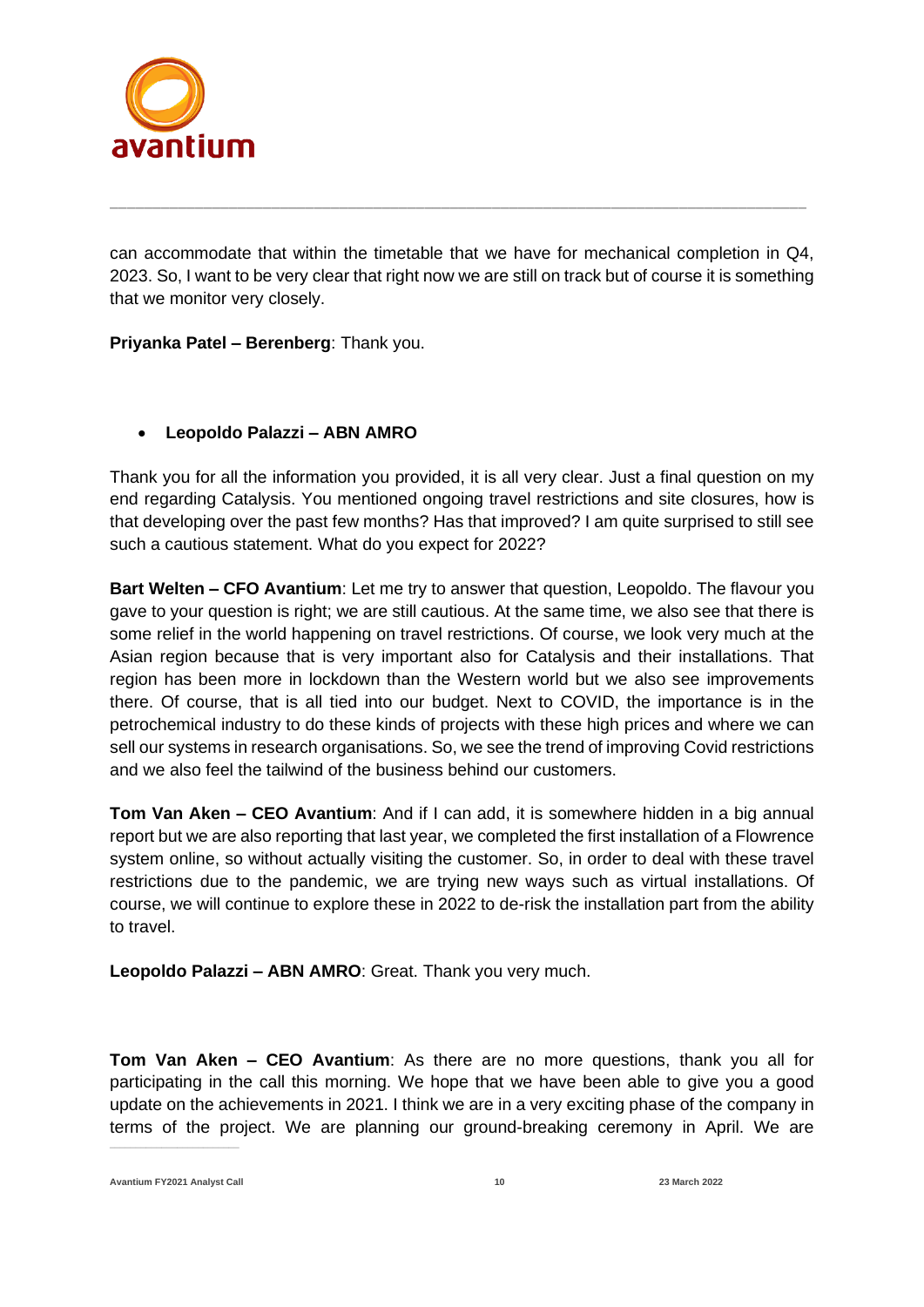can accommodate that within the timetable that we have for mechanical completion in Q4, 2023. So, I want to be very clear that right now we are still on track but of course it is something that we monitor very closely.

**Priyanka Patel – Berenberg**: Thank you.

- **Leopoldo Palazzi – ABN AMRO**

Thank you for all the information you provided, it is all very clear. Just a final question on my end regarding Catalysis. You mentioned ongoing travel restrictions and site closures, how is that developing over the past few months? Has that improved? I am quite surprised to still see such a cautious statement. What do you expect for 2022?

**Bart Welten – CFO Avantium**: Let me try to answer that question, Leopoldo. The flavour you gave to your question is right; we are still cautious. At the same time, we also see that there is some relief in the world happening on travel restrictions. Of course, we look very much at the Asian region because that is very important also for Catalysis and their installations. That region has been more in lockdown than the Western world but we also see improvements there. Of course, that is all tied into our budget. Next to COVID, the importance is in the petrochemical industry to do these kinds of projects with these high prices and where we can sell our systems in research organisations. So, we see the trend of improving Covid restrictions and we also feel the tailwind of the business behind our customers.

**Tom Van Aken – CEO Avantium**: And if I can add, it is somewhere hidden in a big annual report but we are also reporting that last year, we completed the first installation of a Flowrence system online, so without actually visiting the customer. So, in order to deal with these travel restrictions due to the pandemic, we are trying new ways such as virtual installations. Of course, we will continue to explore these in 2022 to de-risk the installation part from the ability to travel.

**Leopoldo Palazzi – ABN AMRO**: Great. Thank you very much.

**Tom Van Aken – CEO Avantium**: As there are no more questions, thank you all for participating in the call this morning. We hope that we have been able to give you a good update on the achievements in 2021. I think we are in a very exciting phase of the company in terms of the project. We are planning our ground-breaking ceremony in April. We are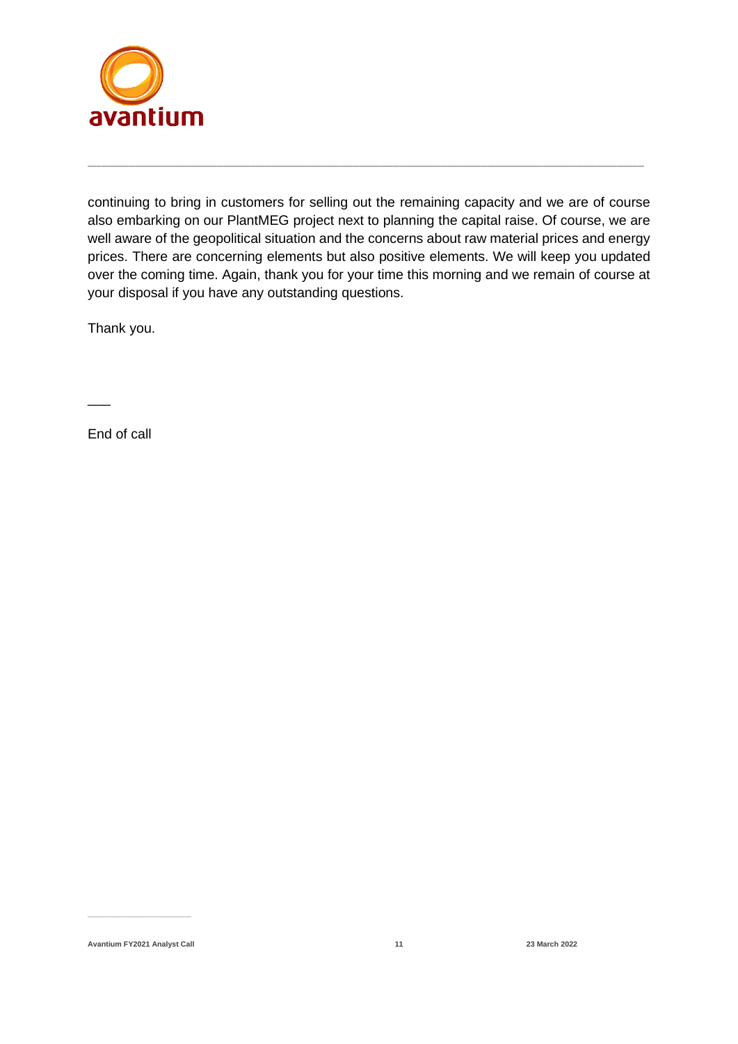continuing to bring in customers for selling out the remaining capacity and we are of course also embarking on our PlantMEG project next to planning the capital raise. Of course, we are well aware of the geopolitical situation and the concerns about raw material prices and energy prices. There are concerning elements but also positive elements. We will keep you updated over the coming time. Again, thank you for your time this morning and we remain of course at your disposal if you have any outstanding questions.

Thank you.

___

End of call